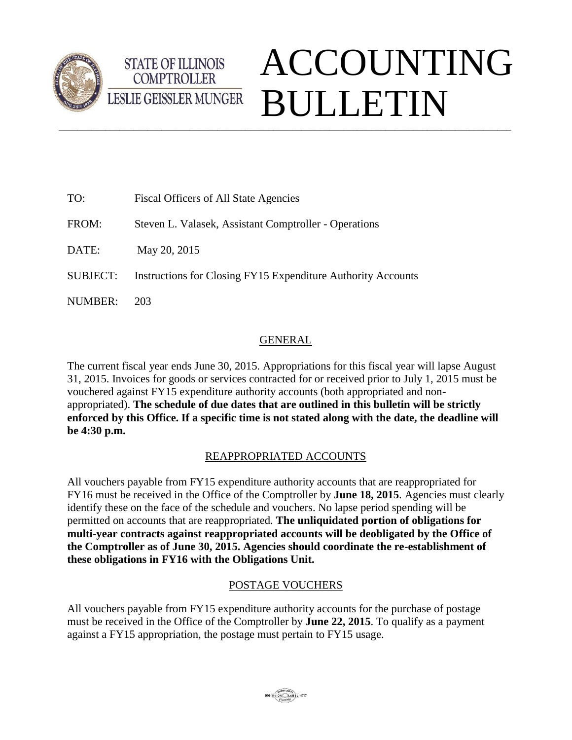STATE OF ILLINOIS
COMPTROLLER
LESLIE GEISSLER MUNGER

# ACCOUNTING BULLETIN

TO: Fiscal Officers of All State Agencies

FROM: Steven L. Valasek, Assistant Comptroller - Operations

DATE: May 20, 2015

SUBJECT: Instructions for Closing FY15 Expenditure Authority Accounts

NUMBER: 203

## GENERAL

The current fiscal year ends June 30, 2015. Appropriations for this fiscal year will lapse August 31, 2015. Invoices for goods or services contracted for or received prior to July 1, 2015 must be vouchered against FY15 expenditure authority accounts (both appropriated and non-appropriated). **The schedule of due dates that are outlined in this bulletin will be strictly enforced by this Office. If a specific time is not stated along with the date, the deadline will be 4:30 p.m.**

## REAPPROPRIATED ACCOUNTS

All vouchers payable from FY15 expenditure authority accounts that are reappropriated for FY16 must be received in the Office of the Comptroller by **June 18, 2015**. Agencies must clearly identify these on the face of the schedule and vouchers. No lapse period spending will be permitted on accounts that are reappropriated. **The unliquidated portion of obligations for multi-year contracts against reappropriated accounts will be deobligated by the Office of the Comptroller as of June 30, 2015. Agencies should coordinate the re-establishment of these obligations in FY16 with the Obligations Unit.**

## POSTAGE VOUCHERS

All vouchers payable from FY15 expenditure authority accounts for the purchase of postage must be received in the Office of the Comptroller by **June 22, 2015**. To qualify as a payment against a FY15 appropriation, the postage must pertain to FY15 usage.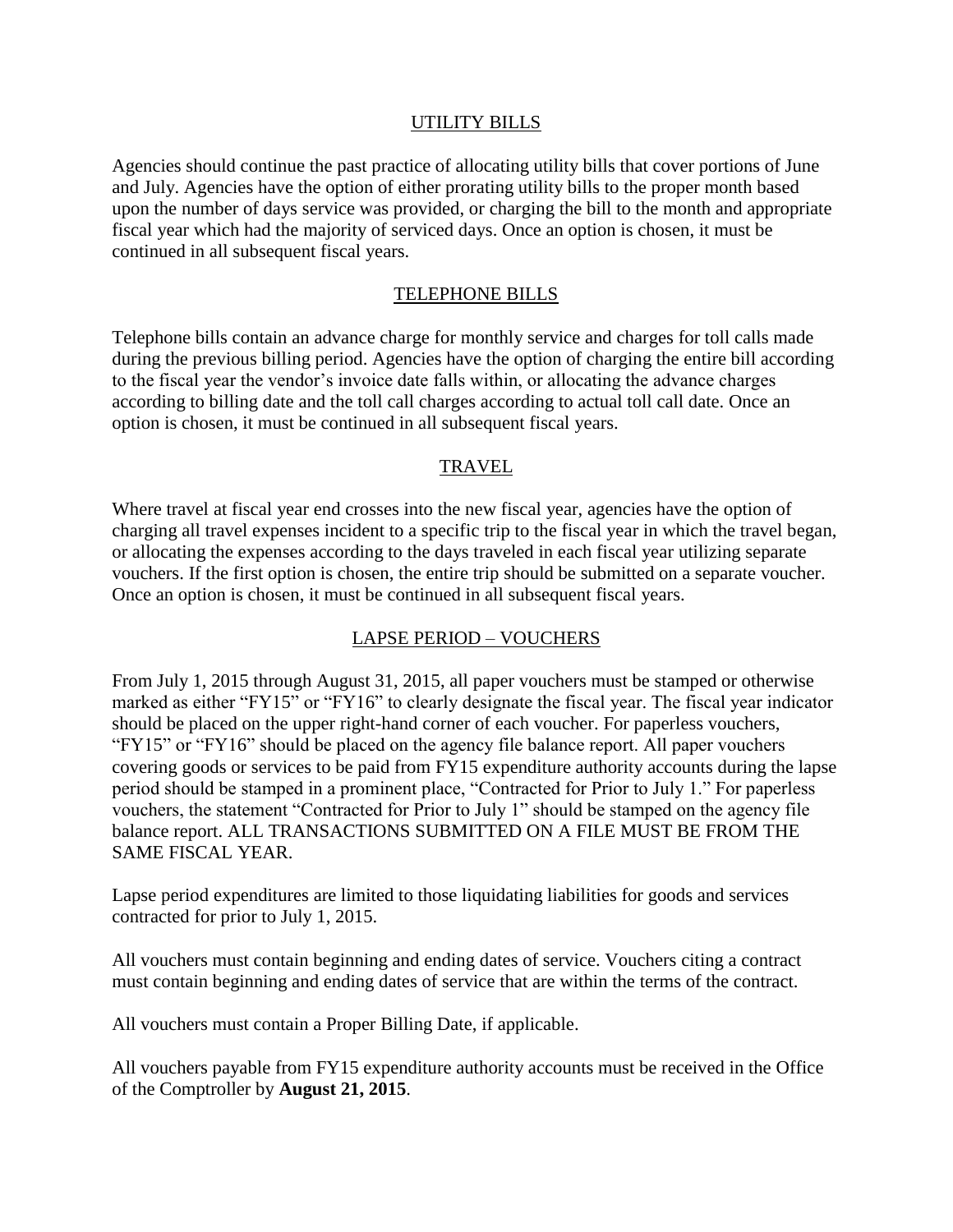## UTILITY BILLS

Agencies should continue the past practice of allocating utility bills that cover portions of June and July. Agencies have the option of either prorating utility bills to the proper month based upon the number of days service was provided, or charging the bill to the month and appropriate fiscal year which had the majority of serviced days. Once an option is chosen, it must be continued in all subsequent fiscal years.

## TELEPHONE BILLS

Telephone bills contain an advance charge for monthly service and charges for toll calls made during the previous billing period. Agencies have the option of charging the entire bill according to the fiscal year the vendor's invoice date falls within, or allocating the advance charges according to billing date and the toll call charges according to actual toll call date. Once an option is chosen, it must be continued in all subsequent fiscal years.

## TRAVEL

Where travel at fiscal year end crosses into the new fiscal year, agencies have the option of charging all travel expenses incident to a specific trip to the fiscal year in which the travel began, or allocating the expenses according to the days traveled in each fiscal year utilizing separate vouchers. If the first option is chosen, the entire trip should be submitted on a separate voucher. Once an option is chosen, it must be continued in all subsequent fiscal years.

## LAPSE PERIOD – VOUCHERS

From July 1, 2015 through August 31, 2015, all paper vouchers must be stamped or otherwise marked as either "FY15" or "FY16" to clearly designate the fiscal year. The fiscal year indicator should be placed on the upper right-hand corner of each voucher. For paperless vouchers, "FY15" or "FY16" should be placed on the agency file balance report. All paper vouchers covering goods or services to be paid from FY15 expenditure authority accounts during the lapse period should be stamped in a prominent place, "Contracted for Prior to July 1." For paperless vouchers, the statement "Contracted for Prior to July 1" should be stamped on the agency file balance report. ALL TRANSACTIONS SUBMITTED ON A FILE MUST BE FROM THE SAME FISCAL YEAR.

Lapse period expenditures are limited to those liquidating liabilities for goods and services contracted for prior to July 1, 2015.

All vouchers must contain beginning and ending dates of service. Vouchers citing a contract must contain beginning and ending dates of service that are within the terms of the contract.

All vouchers must contain a Proper Billing Date, if applicable.

All vouchers payable from FY15 expenditure authority accounts must be received in the Office of the Comptroller by **August 21, 2015**.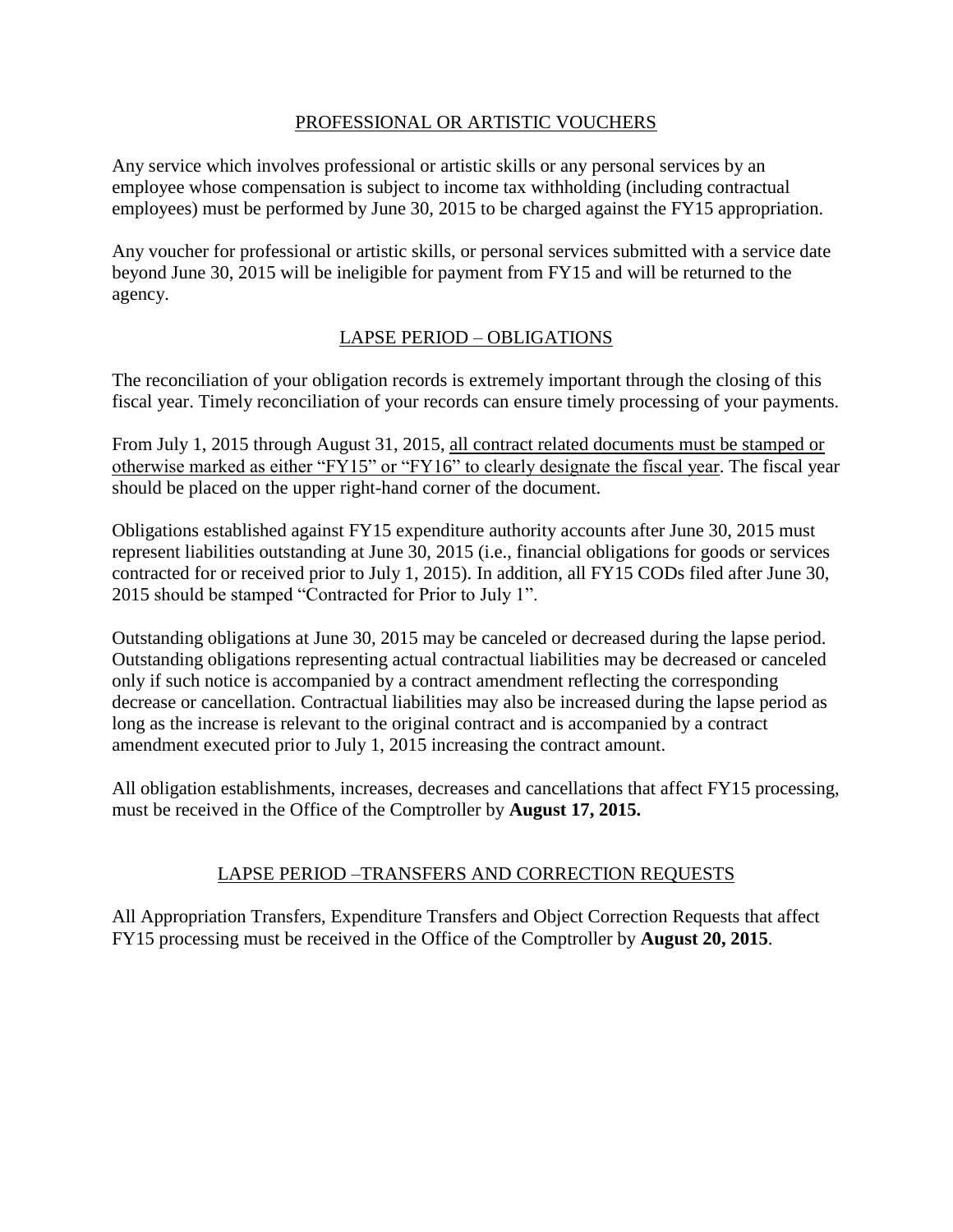## PROFESSIONAL OR ARTISTIC VOUCHERS

Any service which involves professional or artistic skills or any personal services by an employee whose compensation is subject to income tax withholding (including contractual employees) must be performed by June 30, 2015 to be charged against the FY15 appropriation.

Any voucher for professional or artistic skills, or personal services submitted with a service date beyond June 30, 2015 will be ineligible for payment from FY15 and will be returned to the agency.

## LAPSE PERIOD – OBLIGATIONS

The reconciliation of your obligation records is extremely important through the closing of this fiscal year. Timely reconciliation of your records can ensure timely processing of your payments.

From July 1, 2015 through August 31, 2015, all contract related documents must be stamped or otherwise marked as either "FY15" or "FY16" to clearly designate the fiscal year. The fiscal year should be placed on the upper right-hand corner of the document.

Obligations established against FY15 expenditure authority accounts after June 30, 2015 must represent liabilities outstanding at June 30, 2015 (i.e., financial obligations for goods or services contracted for or received prior to July 1, 2015). In addition, all FY15 CODs filed after June 30, 2015 should be stamped "Contracted for Prior to July 1".

Outstanding obligations at June 30, 2015 may be canceled or decreased during the lapse period. Outstanding obligations representing actual contractual liabilities may be decreased or canceled only if such notice is accompanied by a contract amendment reflecting the corresponding decrease or cancellation. Contractual liabilities may also be increased during the lapse period as long as the increase is relevant to the original contract and is accompanied by a contract amendment executed prior to July 1, 2015 increasing the contract amount.

All obligation establishments, increases, decreases and cancellations that affect FY15 processing, must be received in the Office of the Comptroller by **August 17, 2015.**

## LAPSE PERIOD –TRANSFERS AND CORRECTION REQUESTS

All Appropriation Transfers, Expenditure Transfers and Object Correction Requests that affect FY15 processing must be received in the Office of the Comptroller by **August 20, 2015**.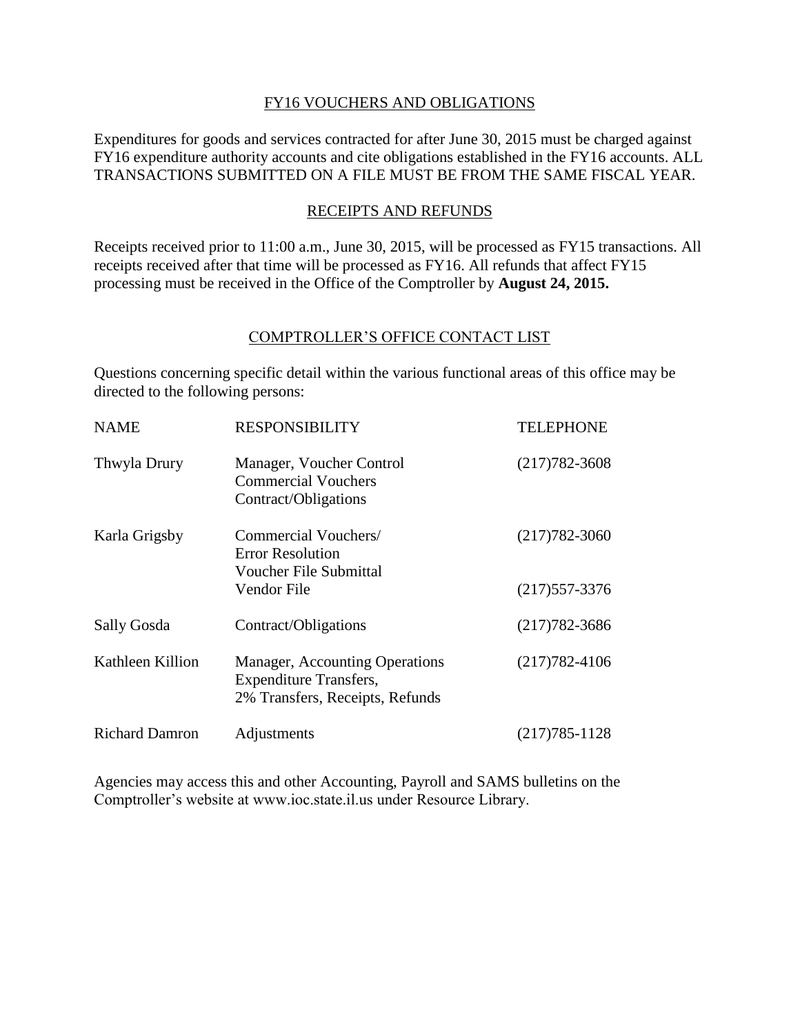## FY16 VOUCHERS AND OBLIGATIONS

Expenditures for goods and services contracted for after June 30, 2015 must be charged against FY16 expenditure authority accounts and cite obligations established in the FY16 accounts. ALL TRANSACTIONS SUBMITTED ON A FILE MUST BE FROM THE SAME FISCAL YEAR.

## RECEIPTS AND REFUNDS

Receipts received prior to 11:00 a.m., June 30, 2015, will be processed as FY15 transactions. All receipts received after that time will be processed as FY16. All refunds that affect FY15 processing must be received in the Office of the Comptroller by **August 24, 2015.**

## COMPTROLLER'S OFFICE CONTACT LIST

Questions concerning specific detail within the various functional areas of this office may be directed to the following persons:

| NAME | RESPONSIBILITY | TELEPHONE |
|---|---|---|
| Thwyla Drury | Manager, Voucher Control<br>Commercial Vouchers<br>Contract/Obligations | (217)782-3608 |
| Karla Grigsby | Commercial Vouchers/<br>Error Resolution<br>Voucher File Submittal | (217)782-3060 |
| | Vendor File | (217)557-3376 |
| Sally Gosda | Contract/Obligations | (217)782-3686 |
| Kathleen Killion | Manager, Accounting Operations<br>Expenditure Transfers,<br>2% Transfers, Receipts, Refunds | (217)782-4106 |
| Richard Damron | Adjustments | (217)785-1128 |

Agencies may access this and other Accounting, Payroll and SAMS bulletins on the Comptroller's website at www.ioc.state.il.us under Resource Library.